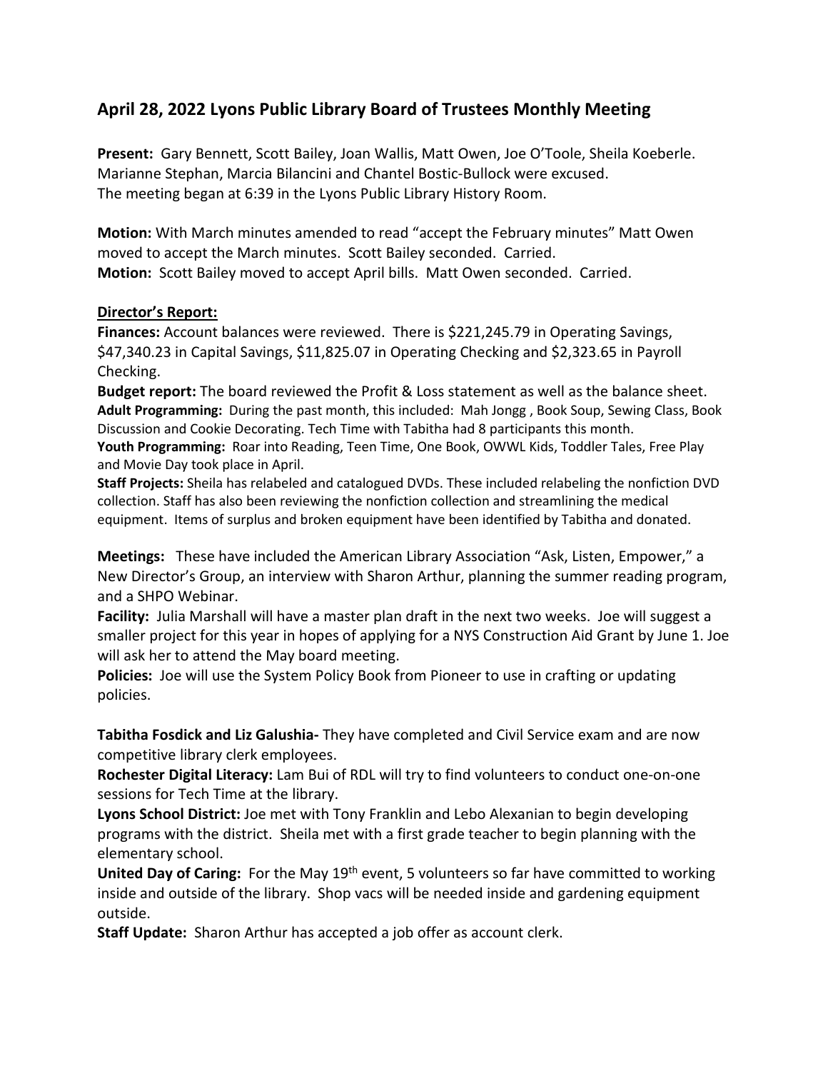## April 28, 2022 Lyons Public Library Board of Trustees Monthly Meeting

**Present:** Gary Bennett, Scott Bailey, Joan Wallis, Matt Owen, Joe O'Toole, Sheila Koeberle. Marianne Stephan, Marcia Bilancini and Chantel Bostic-Bullock were excused.
The meeting began at 6:39 in the Lyons Public Library History Room.

**Motion:** With March minutes amended to read "accept the February minutes" Matt Owen moved to accept the March minutes. Scott Bailey seconded. Carried.
**Motion:** Scott Bailey moved to accept April bills. Matt Owen seconded. Carried.

**Director's Report:**

**Finances:** Account balances were reviewed. There is $221,245.79 in Operating Savings, $47,340.23 in Capital Savings, $11,825.07 in Operating Checking and $2,323.65 in Payroll Checking.
**Budget report:** The board reviewed the Profit & Loss statement as well as the balance sheet.
**Adult Programming:** During the past month, this included: Mah Jongg , Book Soup, Sewing Class, Book Discussion and Cookie Decorating. Tech Time with Tabitha had 8 participants this month.
**Youth Programming:** Roar into Reading, Teen Time, One Book, OWWL Kids, Toddler Tales, Free Play and Movie Day took place in April.
**Staff Projects:** Sheila has relabeled and catalogued DVDs. These included relabeling the nonfiction DVD collection. Staff has also been reviewing the nonfiction collection and streamlining the medical equipment. Items of surplus and broken equipment have been identified by Tabitha and donated.

**Meetings:** These have included the American Library Association "Ask, Listen, Empower," a New Director's Group, an interview with Sharon Arthur, planning the summer reading program, and a SHPO Webinar.
**Facility:** Julia Marshall will have a master plan draft in the next two weeks. Joe will suggest a smaller project for this year in hopes of applying for a NYS Construction Aid Grant by June 1. Joe will ask her to attend the May board meeting.
**Policies:** Joe will use the System Policy Book from Pioneer to use in crafting or updating policies.

**Tabitha Fosdick and Liz Galushia-** They have completed and Civil Service exam and are now competitive library clerk employees.
**Rochester Digital Literacy:** Lam Bui of RDL will try to find volunteers to conduct one-on-one sessions for Tech Time at the library.
**Lyons School District:** Joe met with Tony Franklin and Lebo Alexanian to begin developing programs with the district. Sheila met with a first grade teacher to begin planning with the elementary school.
**United Day of Caring:** For the May 19th event, 5 volunteers so far have committed to working inside and outside of the library. Shop vacs will be needed inside and gardening equipment outside.
**Staff Update:** Sharon Arthur has accepted a job offer as account clerk.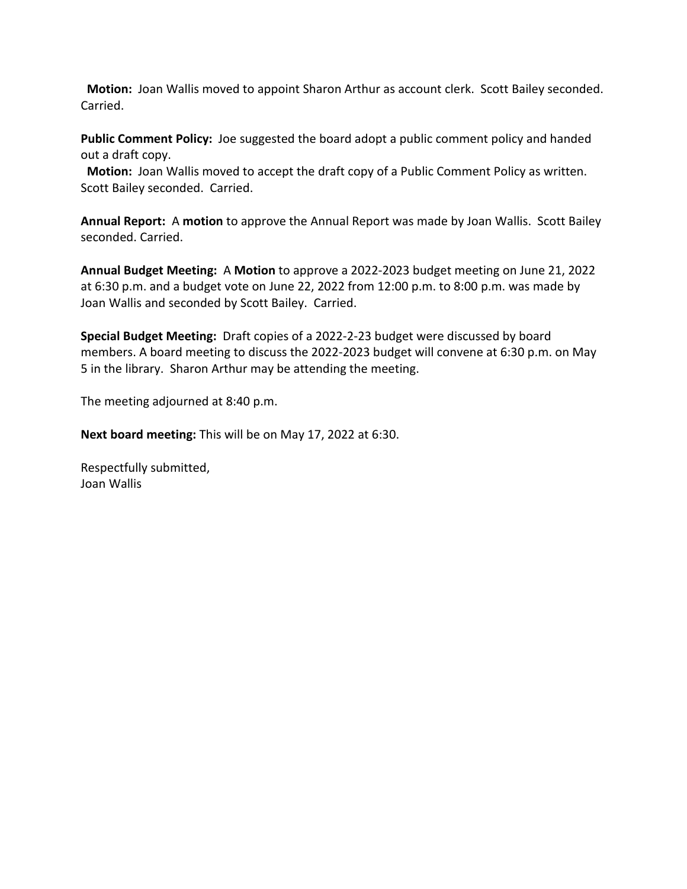**Motion:** Joan Wallis moved to appoint Sharon Arthur as account clerk. Scott Bailey seconded. Carried.

**Public Comment Policy:** Joe suggested the board adopt a public comment policy and handed out a draft copy.

**Motion:** Joan Wallis moved to accept the draft copy of a Public Comment Policy as written. Scott Bailey seconded. Carried.

**Annual Report:** A **motion** to approve the Annual Report was made by Joan Wallis. Scott Bailey seconded. Carried.

**Annual Budget Meeting:** A **Motion** to approve a 2022-2023 budget meeting on June 21, 2022 at 6:30 p.m. and a budget vote on June 22, 2022 from 12:00 p.m. to 8:00 p.m. was made by Joan Wallis and seconded by Scott Bailey. Carried.

**Special Budget Meeting:** Draft copies of a 2022-2-23 budget were discussed by board members. A board meeting to discuss the 2022-2023 budget will convene at 6:30 p.m. on May 5 in the library. Sharon Arthur may be attending the meeting.

The meeting adjourned at 8:40 p.m.

**Next board meeting:** This will be on May 17, 2022 at 6:30.

Respectfully submitted,
Joan Wallis